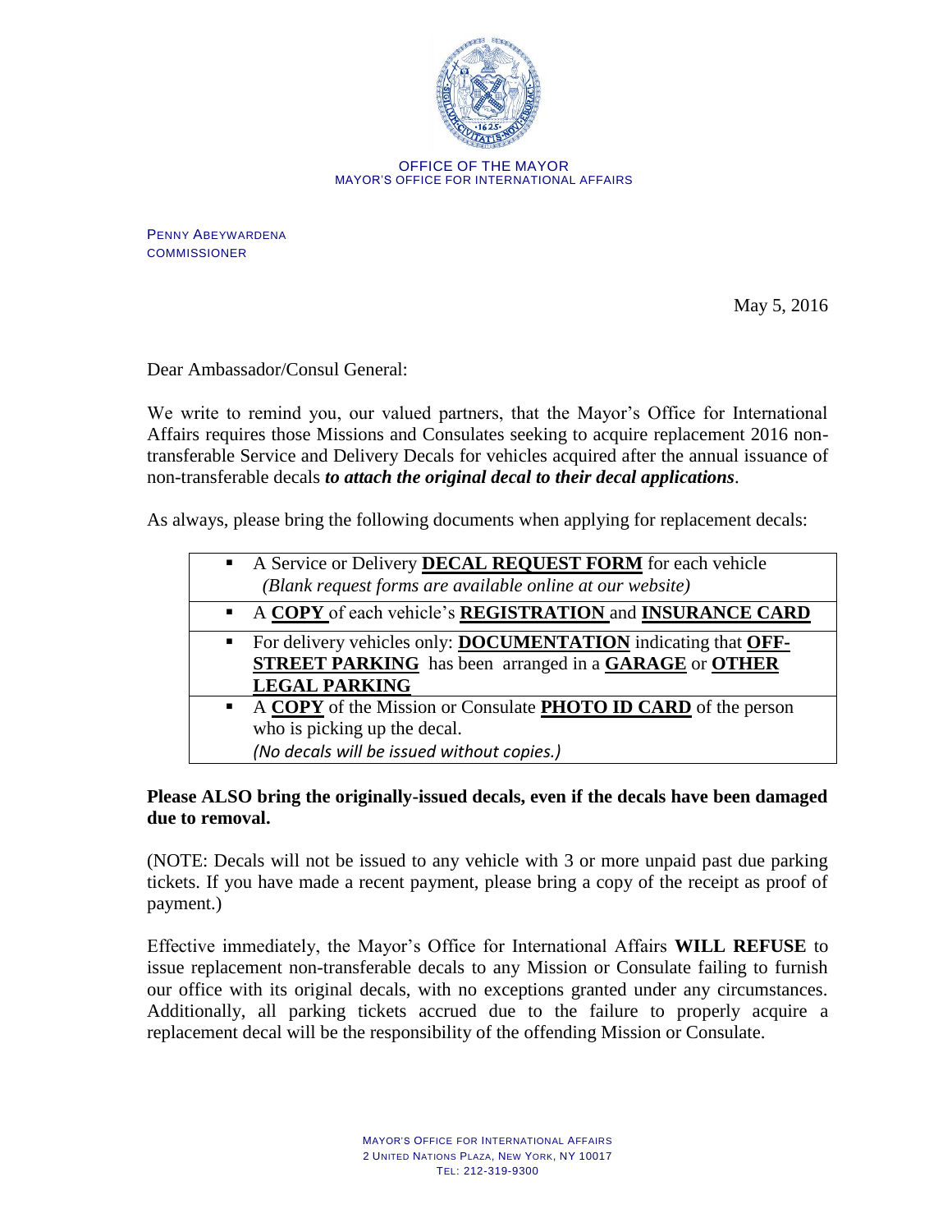OFFICE OF THE MAYOR
MAYOR'S OFFICE FOR INTERNATIONAL AFFAIRS

PENNY ABEYWARDENA
COMMISSIONER

May 5, 2016

Dear Ambassador/Consul General:

We write to remind you, our valued partners, that the Mayor's Office for International Affairs requires those Missions and Consulates seeking to acquire replacement 2016 non-transferable Service and Delivery Decals for vehicles acquired after the annual issuance of non-transferable decals ***to attach the original decal to their decal applications***.

As always, please bring the following documents when applying for replacement decals:

| |
|---|
| ▪ A Service or Delivery **DECAL REQUEST FORM** for each vehicle *(Blank request forms are available online at our website)* |
| ▪ A **COPY** of each vehicle's **REGISTRATION** and **INSURANCE CARD** |
| ▪ For delivery vehicles only: **DOCUMENTATION** indicating that **OFF-STREET PARKING** has been arranged in a **GARAGE** or **OTHER LEGAL PARKING** |
| ▪ A **COPY** of the Mission or Consulate **PHOTO ID CARD** of the person who is picking up the decal. *(No decals will be issued without copies.)* |

**Please ALSO bring the originally-issued decals, even if the decals have been damaged due to removal.**

(NOTE: Decals will not be issued to any vehicle with 3 or more unpaid past due parking tickets. If you have made a recent payment, please bring a copy of the receipt as proof of payment.)

Effective immediately, the Mayor's Office for International Affairs **WILL REFUSE** to issue replacement non-transferable decals to any Mission or Consulate failing to furnish our office with its original decals, with no exceptions granted under any circumstances. Additionally, all parking tickets accrued due to the failure to properly acquire a replacement decal will be the responsibility of the offending Mission or Consulate.

MAYOR'S OFFICE FOR INTERNATIONAL AFFAIRS
2 UNITED NATIONS PLAZA, NEW YORK, NY 10017
TEL: 212-319-9300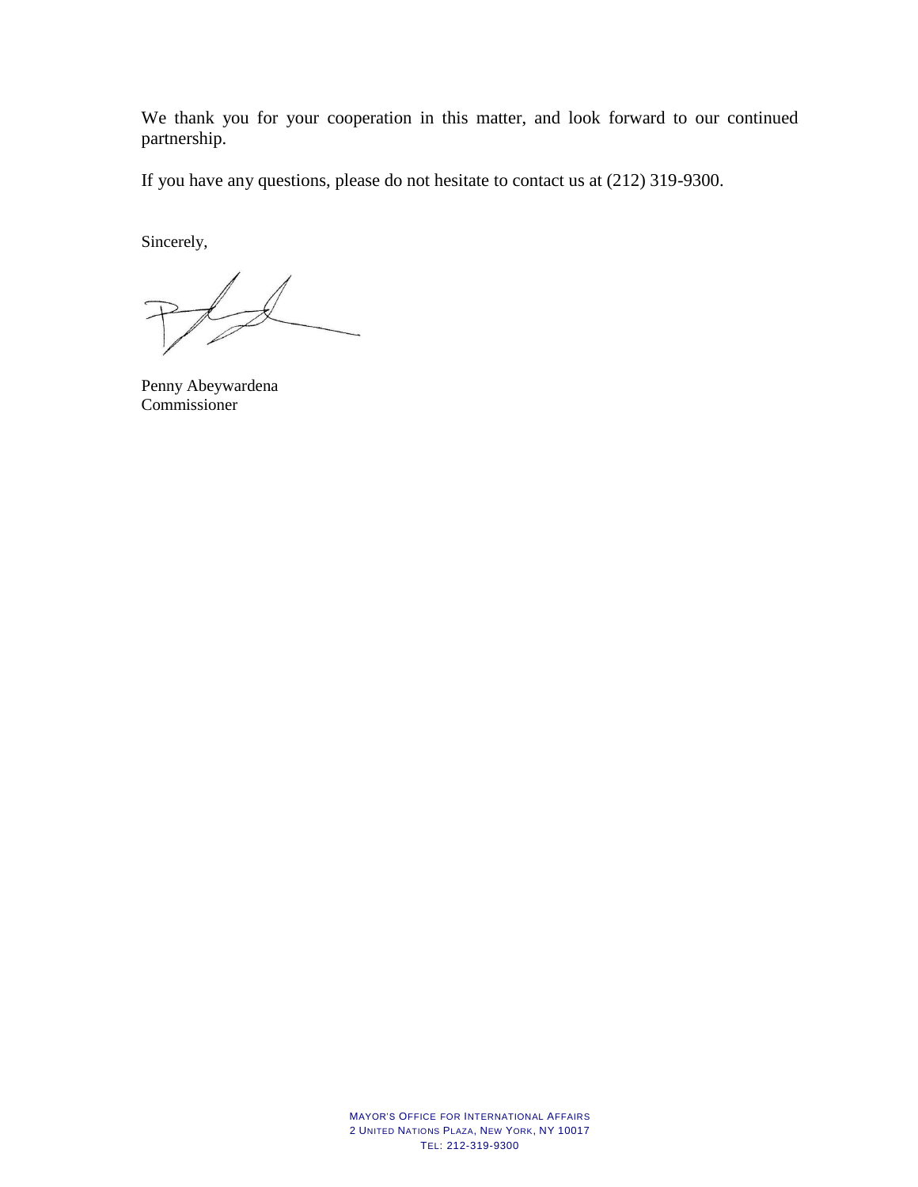We thank you for your cooperation in this matter, and look forward to our continued partnership.

If you have any questions, please do not hesitate to contact us at (212) 319-9300.

Sincerely,

Penny Abeywardena
Commissioner

MAYOR'S OFFICE FOR INTERNATIONAL AFFAIRS
2 UNITED NATIONS PLAZA, NEW YORK, NY 10017
TEL: 212-319-9300